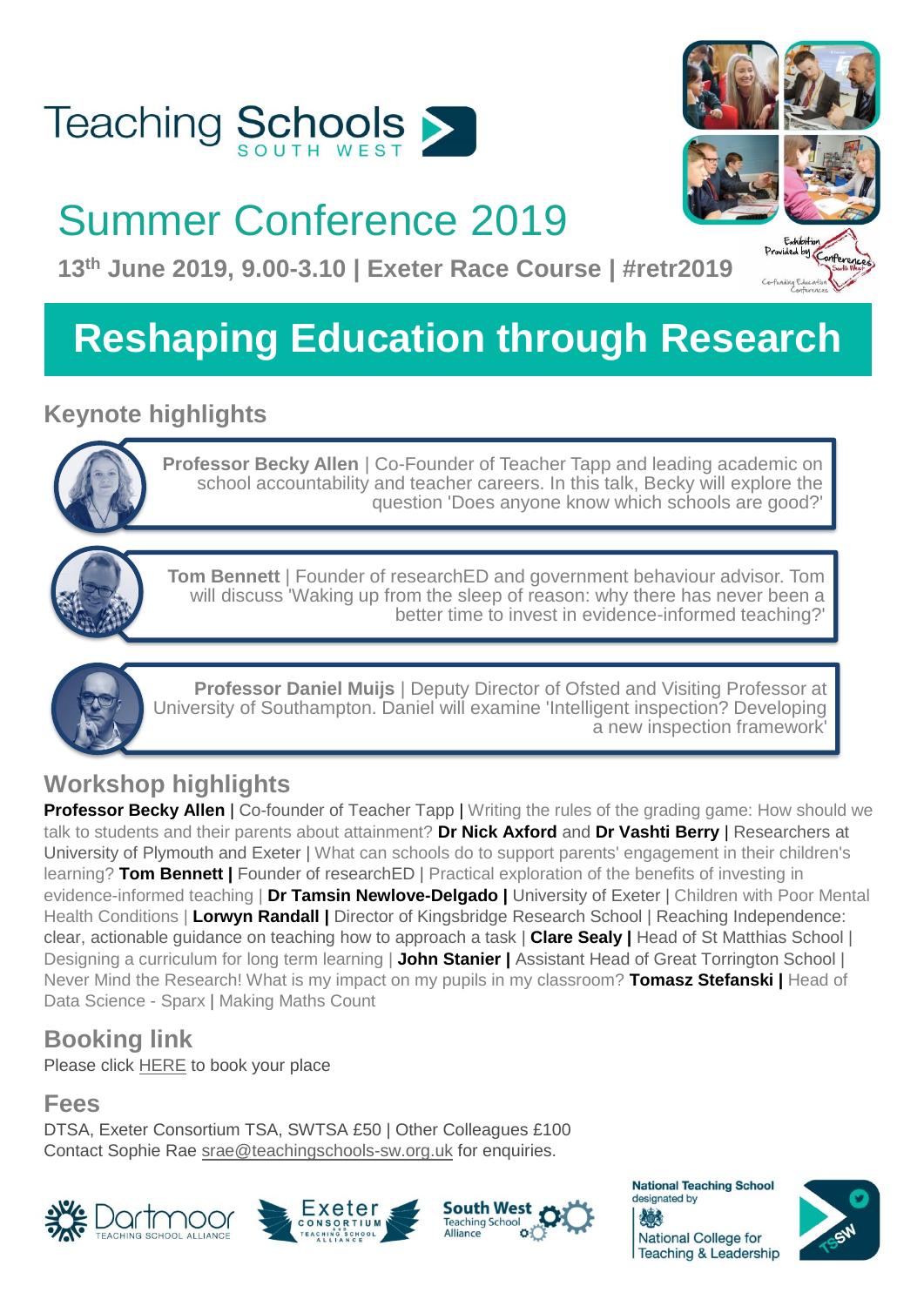# Teaching Schools SOUTH WEST

## Summer Conference 2019

**13th June 2019, 9.00-3.10 | Exeter Race Course | #retr2019**

Exhibition Provided by Conferences South West – Co-funding Education Conferences

# Reshaping Education through Research

## Keynote highlights

**Professor Becky Allen** | Co-Founder of Teacher Tapp and leading academic on school accountability and teacher careers. In this talk, Becky will explore the question 'Does anyone know which schools are good?'

**Tom Bennett** | Founder of researchED and government behaviour advisor. Tom will discuss 'Waking up from the sleep of reason: why there has never been a better time to invest in evidence-informed teaching?'

**Professor Daniel Muijs** | Deputy Director of Ofsted and Visiting Professor at University of Southampton. Daniel will examine 'Intelligent inspection? Developing a new inspection framework'

## Workshop highlights

**Professor Becky Allen** | Co-founder of Teacher Tapp | Writing the rules of the grading game: How should we talk to students and their parents about attainment? **Dr Nick Axford** and **Dr Vashti Berry** | Researchers at University of Plymouth and Exeter | What can schools do to support parents' engagement in their children's learning? **Tom Bennett |** Founder of researchED | Practical exploration of the benefits of investing in evidence-informed teaching | **Dr Tamsin Newlove-Delgado |** University of Exeter | Children with Poor Mental Health Conditions | **Lorwyn Randall |** Director of Kingsbridge Research School | Reaching Independence: clear, actionable guidance on teaching how to approach a task | **Clare Sealy |** Head of St Matthias School | Designing a curriculum for long term learning | **John Stanier |** Assistant Head of Great Torrington School | Never Mind the Research! What is my impact on my pupils in my classroom? **Tomasz Stefanski |** Head of Data Science - Sparx | Making Maths Count

## Booking link

Please click HERE to book your place

## Fees

DTSA, Exeter Consortium TSA, SWTSA £50 | Other Colleagues £100
Contact Sophie Rae srae@teachingschools-sw.org.uk for enquiries.

Dartmoor Teaching School Alliance | Exeter Consortium Teaching School Alliance | South West Teaching School Alliance | National Teaching School designated by National College for Teaching & Leadership | TSSW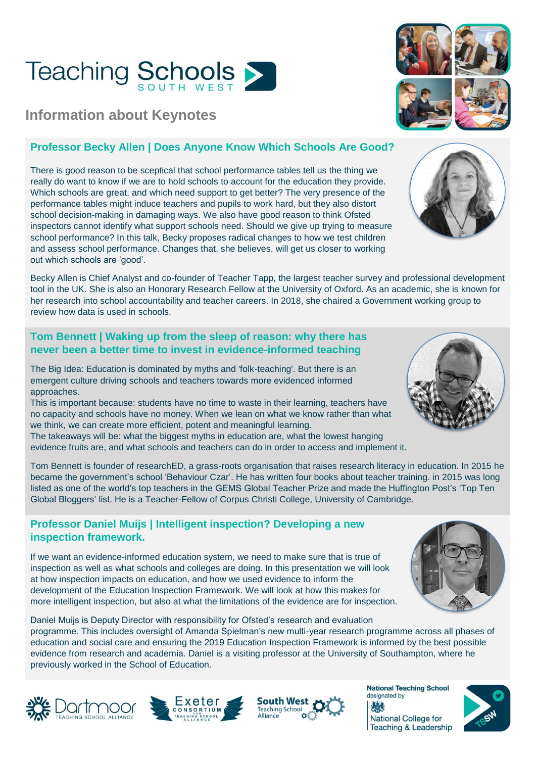# Teaching Schools SOUTH WEST

## Information about Keynotes

### Professor Becky Allen | Does Anyone Know Which Schools Are Good?

There is good reason to be sceptical that school performance tables tell us the thing we really do want to know if we are to hold schools to account for the education they provide. Which schools are great, and which need support to get better? The very presence of the performance tables might induce teachers and pupils to work hard, but they also distort school decision-making in damaging ways. We also have good reason to think Ofsted inspectors cannot identify what support schools need. Should we give up trying to measure school performance? In this talk, Becky proposes radical changes to how we test children and assess school performance. Changes that, she believes, will get us closer to working out which schools are 'good'.

Becky Allen is Chief Analyst and co-founder of Teacher Tapp, the largest teacher survey and professional development tool in the UK. She is also an Honorary Research Fellow at the University of Oxford. As an academic, she is known for her research into school accountability and teacher careers. In 2018, she chaired a Government working group to review how data is used in schools.

### Tom Bennett | Waking up from the sleep of reason: why there has never been a better time to invest in evidence-informed teaching

The Big Idea: Education is dominated by myths and 'folk-teaching'. But there is an emergent culture driving schools and teachers towards more evidenced informed approaches.
This is important because: students have no time to waste in their learning, teachers have no capacity and schools have no money. When we lean on what we know rather than what we think, we can create more efficient, potent and meaningful learning.
The takeaways will be: what the biggest myths in education are, what the lowest hanging evidence fruits are, and what schools and teachers can do in order to access and implement it.

Tom Bennett is founder of researchED, a grass-roots organisation that raises research literacy in education. In 2015 he became the government's school 'Behaviour Czar'. He has written four books about teacher training. in 2015 was long listed as one of the world's top teachers in the GEMS Global Teacher Prize and made the Huffington Post's 'Top Ten Global Bloggers' list. He is a Teacher-Fellow of Corpus Christi College, University of Cambridge.

### Professor Daniel Muijs | Intelligent inspection? Developing a new inspection framework.

If we want an evidence-informed education system, we need to make sure that is true of inspection as well as what schools and colleges are doing. In this presentation we will look at how inspection impacts on education, and how we used evidence to inform the development of the Education Inspection Framework. We will look at how this makes for more intelligent inspection, but also at what the limitations of the evidence are for inspection.

Daniel Muijs is Deputy Director with responsibility for Ofsted's research and evaluation programme. This includes oversight of Amanda Spielman's new multi-year research programme across all phases of education and social care and ensuring the 2019 Education Inspection Framework is informed by the best possible evidence from research and academia. Daniel is a visiting professor at the University of Southampton, where he previously worked in the School of Education.

Dartmoor Teaching School Alliance | Exeter Consortium and Teaching School Alliance | South West Teaching School Alliance | National Teaching School designated by National College for Teaching & Leadership | TSSW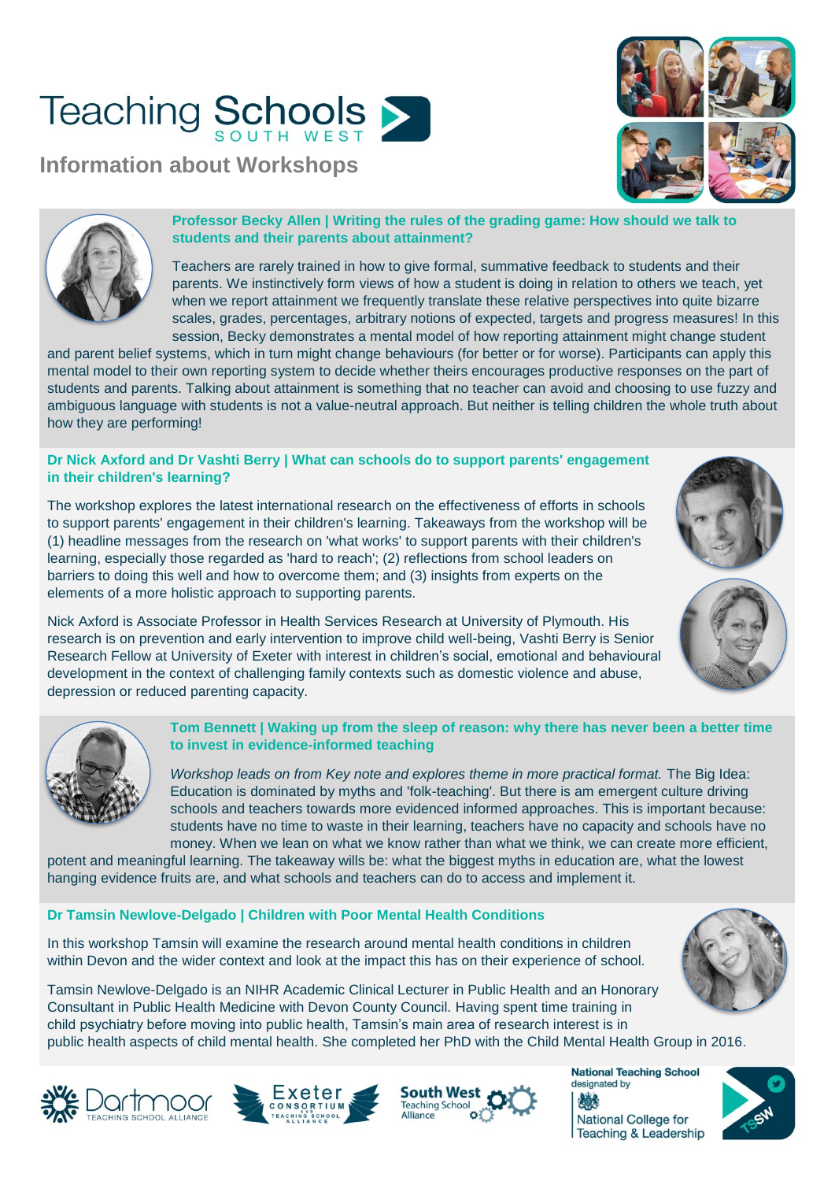# Teaching Schools SOUTH WEST

## Information about Workshops

### Professor Becky Allen | Writing the rules of the grading game: How should we talk to students and their parents about attainment?

Teachers are rarely trained in how to give formal, summative feedback to students and their parents. We instinctively form views of how a student is doing in relation to others we teach, yet when we report attainment we frequently translate these relative perspectives into quite bizarre scales, grades, percentages, arbitrary notions of expected, targets and progress measures! In this session, Becky demonstrates a mental model of how reporting attainment might change student and parent belief systems, which in turn might change behaviours (for better or for worse). Participants can apply this mental model to their own reporting system to decide whether theirs encourages productive responses on the part of students and parents. Talking about attainment is something that no teacher can avoid and choosing to use fuzzy and ambiguous language with students is not a value-neutral approach. But neither is telling children the whole truth about how they are performing!

### Dr Nick Axford and Dr Vashti Berry | What can schools do to support parents' engagement in their children's learning?

The workshop explores the latest international research on the effectiveness of efforts in schools to support parents' engagement in their children's learning. Takeaways from the workshop will be (1) headline messages from the research on 'what works' to support parents with their children's learning, especially those regarded as 'hard to reach'; (2) reflections from school leaders on barriers to doing this well and how to overcome them; and (3) insights from experts on the elements of a more holistic approach to supporting parents.

Nick Axford is Associate Professor in Health Services Research at University of Plymouth. His research is on prevention and early intervention to improve child well-being, Vashti Berry is Senior Research Fellow at University of Exeter with interest in children's social, emotional and behavioural development in the context of challenging family contexts such as domestic violence and abuse, depression or reduced parenting capacity.

### Tom Bennett | Waking up from the sleep of reason: why there has never been a better time to invest in evidence-informed teaching

*Workshop leads on from Key note and explores theme in more practical format.* The Big Idea: Education is dominated by myths and 'folk-teaching'. But there is am emergent culture driving schools and teachers towards more evidenced informed approaches. This is important because: students have no time to waste in their learning, teachers have no capacity and schools have no money. When we lean on what we know rather than what we think, we can create more efficient, potent and meaningful learning. The takeaway wills be: what the biggest myths in education are, what the lowest hanging evidence fruits are, and what schools and teachers can do to access and implement it.

### Dr Tamsin Newlove-Delgado | Children with Poor Mental Health Conditions

In this workshop Tamsin will examine the research around mental health conditions in children within Devon and the wider context and look at the impact this has on their experience of school.

Tamsin Newlove-Delgado is an NIHR Academic Clinical Lecturer in Public Health and an Honorary Consultant in Public Health Medicine with Devon County Council. Having spent time training in child psychiatry before moving into public health, Tamsin's main area of research interest is in public health aspects of child mental health. She completed her PhD with the Child Mental Health Group in 2016.

Dartmoor Teaching School Alliance | Exeter Consortium and Teaching School Alliance | South West Teaching School Alliance | National Teaching School designated by National College for Teaching & Leadership | TSSW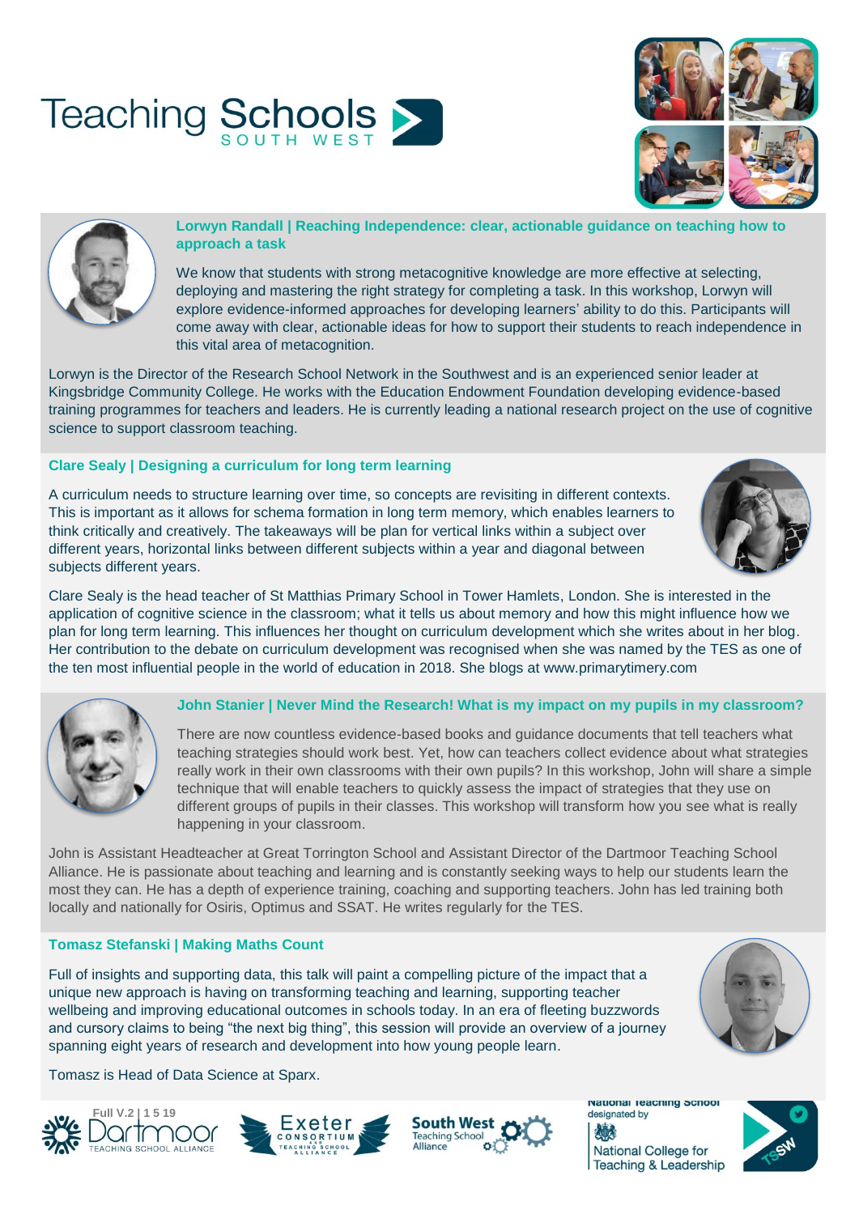# Teaching Schools SOUTH WEST

### Lorwyn Randall | Reaching Independence: clear, actionable guidance on teaching how to approach a task

We know that students with strong metacognitive knowledge are more effective at selecting, deploying and mastering the right strategy for completing a task. In this workshop, Lorwyn will explore evidence-informed approaches for developing learners' ability to do this. Participants will come away with clear, actionable ideas for how to support their students to reach independence in this vital area of metacognition.

Lorwyn is the Director of the Research School Network in the Southwest and is an experienced senior leader at Kingsbridge Community College. He works with the Education Endowment Foundation developing evidence-based training programmes for teachers and leaders. He is currently leading a national research project on the use of cognitive science to support classroom teaching.

### Clare Sealy | Designing a curriculum for long term learning

A curriculum needs to structure learning over time, so concepts are revisiting in different contexts. This is important as it allows for schema formation in long term memory, which enables learners to think critically and creatively. The takeaways will be plan for vertical links within a subject over different years, horizontal links between different subjects within a year and diagonal between subjects different years.

Clare Sealy is the head teacher of St Matthias Primary School in Tower Hamlets, London. She is interested in the application of cognitive science in the classroom; what it tells us about memory and how this might influence how we plan for long term learning. This influences her thought on curriculum development which she writes about in her blog. Her contribution to the debate on curriculum development was recognised when she was named by the TES as one of the ten most influential people in the world of education in 2018. She blogs at www.primarytimery.com

### John Stanier | Never Mind the Research! What is my impact on my pupils in my classroom?

There are now countless evidence-based books and guidance documents that tell teachers what teaching strategies should work best. Yet, how can teachers collect evidence about what strategies really work in their own classrooms with their own pupils? In this workshop, John will share a simple technique that will enable teachers to quickly assess the impact of strategies that they use on different groups of pupils in their classes. This workshop will transform how you see what is really happening in your classroom.

John is Assistant Headteacher at Great Torrington School and Assistant Director of the Dartmoor Teaching School Alliance. He is passionate about teaching and learning and is constantly seeking ways to help our students learn the most they can. He has a depth of experience training, coaching and supporting teachers. John has led training both locally and nationally for Osiris, Optimus and SSAT. He writes regularly for the TES.

### Tomasz Stefanski | Making Maths Count

Full of insights and supporting data, this talk will paint a compelling picture of the impact that a unique new approach is having on transforming teaching and learning, supporting teacher wellbeing and improving educational outcomes in schools today. In an era of fleeting buzzwords and cursory claims to being "the next big thing", this session will provide an overview of a journey spanning eight years of research and development into how young people learn.

Tomasz is Head of Data Science at Sparx.

Full V.2 | 1 5 19

Dartmoor Teaching School Alliance | Exeter Consortium and Teaching School Alliance | South West Teaching School Alliance | National Teaching School designated by National College for Teaching & Leadership | TSSW